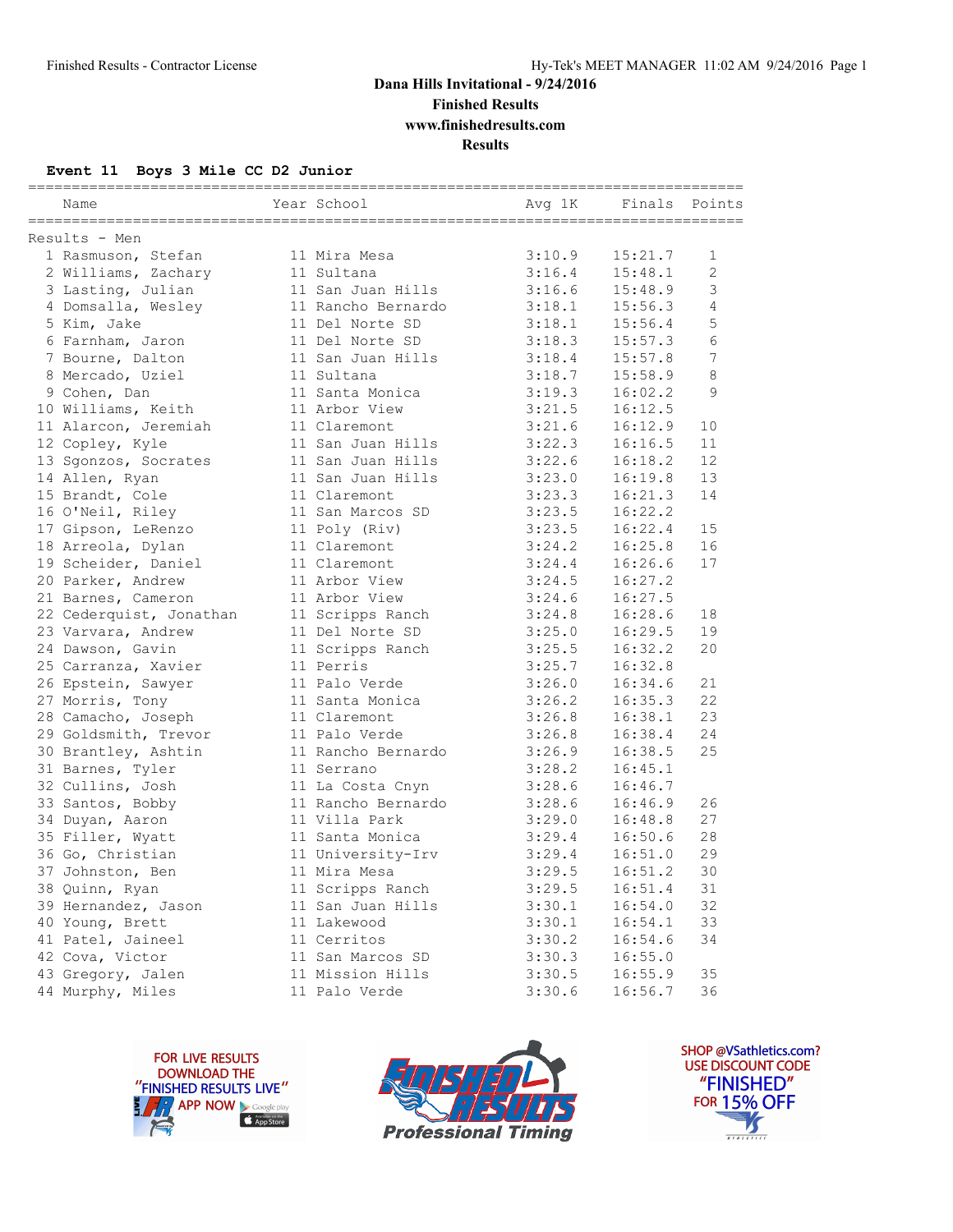**Dana Hills Invitational - 9/24/2016**

**Finished Results**

**www.finishedresults.com**

**Results**

### Event 11 Boys 3 Mile CC D2 Junior

Results - Men

| Place | Name | Year | School | Avg 1K | Finals | Points |
|---|---|---|---|---|---|---|
| 1 | Rasmuson, Stefan | 11 | Mira Mesa | 3:10.9 | 15:21.7 | 1 |
| 2 | Williams, Zachary | 11 | Sultana | 3:16.4 | 15:48.1 | 2 |
| 3 | Lasting, Julian | 11 | San Juan Hills | 3:16.6 | 15:48.9 | 3 |
| 4 | Domsalla, Wesley | 11 | Rancho Bernardo | 3:18.1 | 15:56.3 | 4 |
| 5 | Kim, Jake | 11 | Del Norte SD | 3:18.1 | 15:56.4 | 5 |
| 6 | Farnham, Jaron | 11 | Del Norte SD | 3:18.3 | 15:57.3 | 6 |
| 7 | Bourne, Dalton | 11 | San Juan Hills | 3:18.4 | 15:57.8 | 7 |
| 8 | Mercado, Uziel | 11 | Sultana | 3:18.7 | 15:58.9 | 8 |
| 9 | Cohen, Dan | 11 | Santa Monica | 3:19.3 | 16:02.2 | 9 |
| 10 | Williams, Keith | 11 | Arbor View | 3:21.5 | 16:12.5 | |
| 11 | Alarcon, Jeremiah | 11 | Claremont | 3:21.6 | 16:12.9 | 10 |
| 12 | Copley, Kyle | 11 | San Juan Hills | 3:22.3 | 16:16.5 | 11 |
| 13 | Sgonzos, Socrates | 11 | San Juan Hills | 3:22.6 | 16:18.2 | 12 |
| 14 | Allen, Ryan | 11 | San Juan Hills | 3:23.0 | 16:19.8 | 13 |
| 15 | Brandt, Cole | 11 | Claremont | 3:23.3 | 16:21.3 | 14 |
| 16 | O'Neil, Riley | 11 | San Marcos SD | 3:23.5 | 16:22.2 | |
| 17 | Gipson, LeRenzo | 11 | Poly (Riv) | 3:23.5 | 16:22.4 | 15 |
| 18 | Arreola, Dylan | 11 | Claremont | 3:24.2 | 16:25.8 | 16 |
| 19 | Scheider, Daniel | 11 | Claremont | 3:24.4 | 16:26.6 | 17 |
| 20 | Parker, Andrew | 11 | Arbor View | 3:24.5 | 16:27.2 | |
| 21 | Barnes, Cameron | 11 | Arbor View | 3:24.6 | 16:27.5 | |
| 22 | Cederquist, Jonathan | 11 | Scripps Ranch | 3:24.8 | 16:28.6 | 18 |
| 23 | Varvara, Andrew | 11 | Del Norte SD | 3:25.0 | 16:29.5 | 19 |
| 24 | Dawson, Gavin | 11 | Scripps Ranch | 3:25.5 | 16:32.2 | 20 |
| 25 | Carranza, Xavier | 11 | Perris | 3:25.7 | 16:32.8 | |
| 26 | Epstein, Sawyer | 11 | Palo Verde | 3:26.0 | 16:34.6 | 21 |
| 27 | Morris, Tony | 11 | Santa Monica | 3:26.2 | 16:35.3 | 22 |
| 28 | Camacho, Joseph | 11 | Claremont | 3:26.8 | 16:38.1 | 23 |
| 29 | Goldsmith, Trevor | 11 | Palo Verde | 3:26.8 | 16:38.4 | 24 |
| 30 | Brantley, Ashtin | 11 | Rancho Bernardo | 3:26.9 | 16:38.5 | 25 |
| 31 | Barnes, Tyler | 11 | Serrano | 3:28.2 | 16:45.1 | |
| 32 | Cullins, Josh | 11 | La Costa Cnyn | 3:28.6 | 16:46.7 | |
| 33 | Santos, Bobby | 11 | Rancho Bernardo | 3:28.6 | 16:46.9 | 26 |
| 34 | Duyan, Aaron | 11 | Villa Park | 3:29.0 | 16:48.8 | 27 |
| 35 | Filler, Wyatt | 11 | Santa Monica | 3:29.4 | 16:50.6 | 28 |
| 36 | Go, Christian | 11 | University-Irv | 3:29.4 | 16:51.0 | 29 |
| 37 | Johnston, Ben | 11 | Mira Mesa | 3:29.5 | 16:51.2 | 30 |
| 38 | Quinn, Ryan | 11 | Scripps Ranch | 3:29.5 | 16:51.4 | 31 |
| 39 | Hernandez, Jason | 11 | San Juan Hills | 3:30.1 | 16:54.0 | 32 |
| 40 | Young, Brett | 11 | Lakewood | 3:30.1 | 16:54.1 | 33 |
| 41 | Patel, Jaineel | 11 | Cerritos | 3:30.2 | 16:54.6 | 34 |
| 42 | Cova, Victor | 11 | San Marcos SD | 3:30.3 | 16:55.0 | |
| 43 | Gregory, Jalen | 11 | Mission Hills | 3:30.5 | 16:55.9 | 35 |
| 44 | Murphy, Miles | 11 | Palo Verde | 3:30.6 | 16:56.7 | 36 |

FOR LIVE RESULTS DOWNLOAD THE "FINISHED RESULTS LIVE" APP NOW

FINISHED RESULTS Professional Timing

SHOP @VSathletics.com? USE DISCOUNT CODE "FINISHED" FOR 15% OFF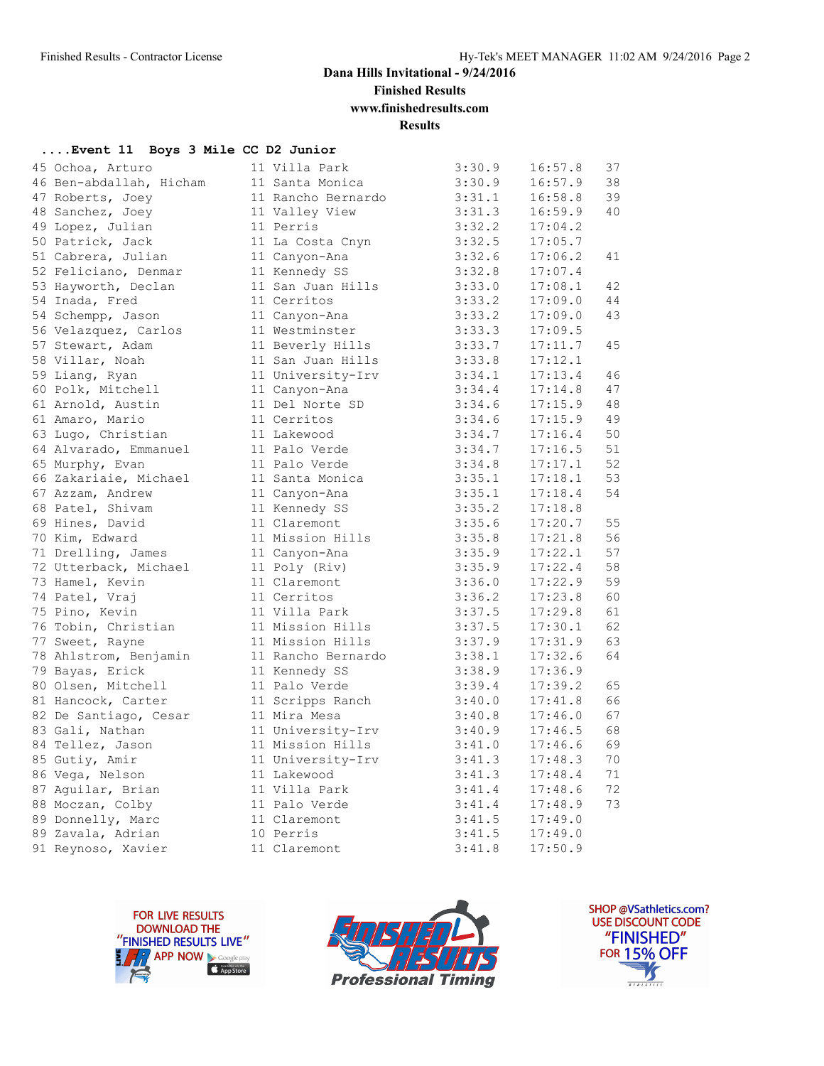Dana Hills Invitational - 9/24/2016

Finished Results

www.finishedresults.com

Results

#### ....Event 11 Boys 3 Mile CC D2 Junior

| Place | Name | Yr | School | Pace | Time | Points |
|---|---|---|---|---|---|---|
| 45 | Ochoa, Arturo | 11 | Villa Park | 3:30.9 | 16:57.8 | 37 |
| 46 | Ben-abdallah, Hicham | 11 | Santa Monica | 3:30.9 | 16:57.9 | 38 |
| 47 | Roberts, Joey | 11 | Rancho Bernardo | 3:31.1 | 16:58.8 | 39 |
| 48 | Sanchez, Joey | 11 | Valley View | 3:31.3 | 16:59.9 | 40 |
| 49 | Lopez, Julian | 11 | Perris | 3:32.2 | 17:04.2 | |
| 50 | Patrick, Jack | 11 | La Costa Cnyn | 3:32.5 | 17:05.7 | |
| 51 | Cabrera, Julian | 11 | Canyon-Ana | 3:32.6 | 17:06.2 | 41 |
| 52 | Feliciano, Denmar | 11 | Kennedy SS | 3:32.8 | 17:07.4 | |
| 53 | Hayworth, Declan | 11 | San Juan Hills | 3:33.0 | 17:08.1 | 42 |
| 54 | Inada, Fred | 11 | Cerritos | 3:33.2 | 17:09.0 | 44 |
| 54 | Schempp, Jason | 11 | Canyon-Ana | 3:33.2 | 17:09.0 | 43 |
| 56 | Velazquez, Carlos | 11 | Westminster | 3:33.3 | 17:09.5 | |
| 57 | Stewart, Adam | 11 | Beverly Hills | 3:33.7 | 17:11.7 | 45 |
| 58 | Villar, Noah | 11 | San Juan Hills | 3:33.8 | 17:12.1 | |
| 59 | Liang, Ryan | 11 | University-Irv | 3:34.1 | 17:13.4 | 46 |
| 60 | Polk, Mitchell | 11 | Canyon-Ana | 3:34.4 | 17:14.8 | 47 |
| 61 | Arnold, Austin | 11 | Del Norte SD | 3:34.6 | 17:15.9 | 48 |
| 61 | Amaro, Mario | 11 | Cerritos | 3:34.6 | 17:15.9 | 49 |
| 63 | Lugo, Christian | 11 | Lakewood | 3:34.7 | 17:16.4 | 50 |
| 64 | Alvarado, Emmanuel | 11 | Palo Verde | 3:34.7 | 17:16.5 | 51 |
| 65 | Murphy, Evan | 11 | Palo Verde | 3:34.8 | 17:17.1 | 52 |
| 66 | Zakariaie, Michael | 11 | Santa Monica | 3:35.1 | 17:18.1 | 53 |
| 67 | Azzam, Andrew | 11 | Canyon-Ana | 3:35.1 | 17:18.4 | 54 |
| 68 | Patel, Shivam | 11 | Kennedy SS | 3:35.2 | 17:18.8 | |
| 69 | Hines, David | 11 | Claremont | 3:35.6 | 17:20.7 | 55 |
| 70 | Kim, Edward | 11 | Mission Hills | 3:35.8 | 17:21.8 | 56 |
| 71 | Drelling, James | 11 | Canyon-Ana | 3:35.9 | 17:22.1 | 57 |
| 72 | Utterback, Michael | 11 | Poly (Riv) | 3:35.9 | 17:22.4 | 58 |
| 73 | Hamel, Kevin | 11 | Claremont | 3:36.0 | 17:22.9 | 59 |
| 74 | Patel, Vraj | 11 | Cerritos | 3:36.2 | 17:23.8 | 60 |
| 75 | Pino, Kevin | 11 | Villa Park | 3:37.5 | 17:29.8 | 61 |
| 76 | Tobin, Christian | 11 | Mission Hills | 3:37.5 | 17:30.1 | 62 |
| 77 | Sweet, Rayne | 11 | Mission Hills | 3:37.9 | 17:31.9 | 63 |
| 78 | Ahlstrom, Benjamin | 11 | Rancho Bernardo | 3:38.1 | 17:32.6 | 64 |
| 79 | Bayas, Erick | 11 | Kennedy SS | 3:38.9 | 17:36.9 | |
| 80 | Olsen, Mitchell | 11 | Palo Verde | 3:39.4 | 17:39.2 | 65 |
| 81 | Hancock, Carter | 11 | Scripps Ranch | 3:40.0 | 17:41.8 | 66 |
| 82 | De Santiago, Cesar | 11 | Mira Mesa | 3:40.8 | 17:46.0 | 67 |
| 83 | Gali, Nathan | 11 | University-Irv | 3:40.9 | 17:46.5 | 68 |
| 84 | Tellez, Jason | 11 | Mission Hills | 3:41.0 | 17:46.6 | 69 |
| 85 | Gutiy, Amir | 11 | University-Irv | 3:41.3 | 17:48.3 | 70 |
| 86 | Vega, Nelson | 11 | Lakewood | 3:41.3 | 17:48.4 | 71 |
| 87 | Aguilar, Brian | 11 | Villa Park | 3:41.4 | 17:48.6 | 72 |
| 88 | Moczan, Colby | 11 | Palo Verde | 3:41.4 | 17:48.9 | 73 |
| 89 | Donnelly, Marc | 11 | Claremont | 3:41.5 | 17:49.0 | |
| 89 | Zavala, Adrian | 10 | Perris | 3:41.5 | 17:49.0 | |
| 91 | Reynoso, Xavier | 11 | Claremont | 3:41.8 | 17:50.9 | |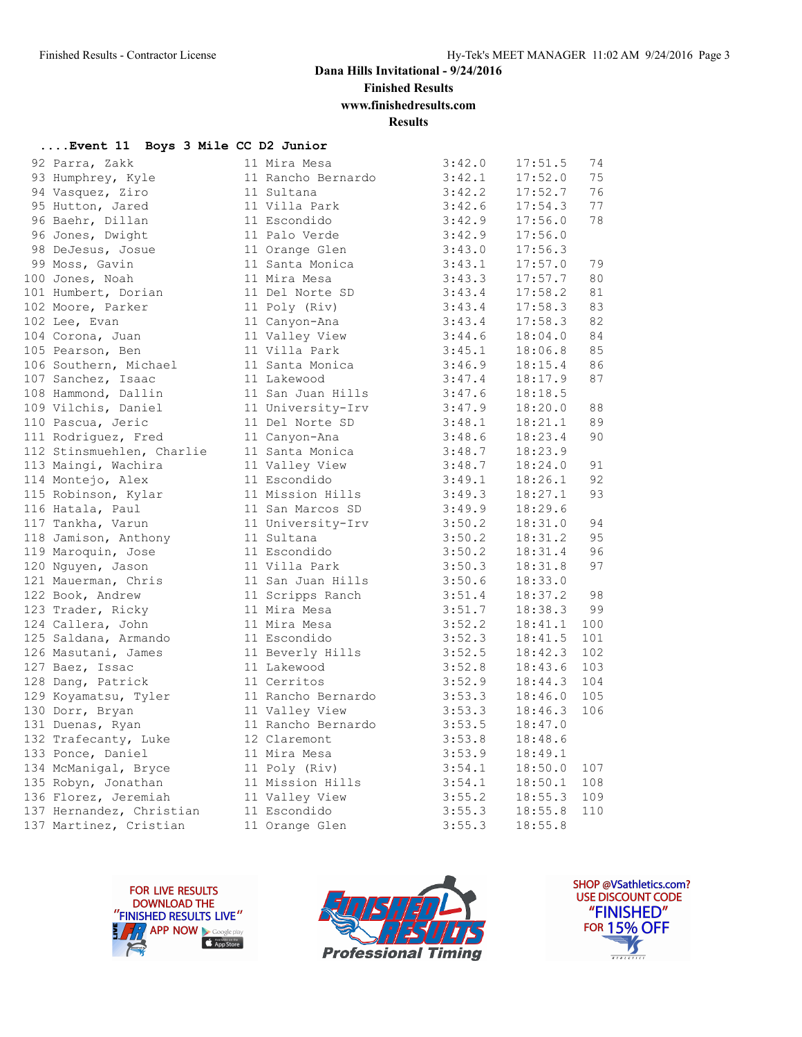## Dana Hills Invitational - 9/24/2016

**Finished Results**

**www.finishedresults.com**

**Results**

### ....Event 11 Boys 3 Mile CC D2 Junior

| Place | Name | Yr | School | Pace | Time | Points |
|---|---|---|---|---|---|---|
| 92 | Parra, Zakk | 11 | Mira Mesa | 3:42.0 | 17:51.5 | 74 |
| 93 | Humphrey, Kyle | 11 | Rancho Bernardo | 3:42.1 | 17:52.0 | 75 |
| 94 | Vasquez, Ziro | 11 | Sultana | 3:42.2 | 17:52.7 | 76 |
| 95 | Hutton, Jared | 11 | Villa Park | 3:42.6 | 17:54.3 | 77 |
| 96 | Baehr, Dillan | 11 | Escondido | 3:42.9 | 17:56.0 | 78 |
| 96 | Jones, Dwight | 11 | Palo Verde | 3:42.9 | 17:56.0 | |
| 98 | DeJesus, Josue | 11 | Orange Glen | 3:43.0 | 17:56.3 | |
| 99 | Moss, Gavin | 11 | Santa Monica | 3:43.1 | 17:57.0 | 79 |
| 100 | Jones, Noah | 11 | Mira Mesa | 3:43.3 | 17:57.7 | 80 |
| 101 | Humbert, Dorian | 11 | Del Norte SD | 3:43.4 | 17:58.2 | 81 |
| 102 | Moore, Parker | 11 | Poly (Riv) | 3:43.4 | 17:58.3 | 83 |
| 102 | Lee, Evan | 11 | Canyon-Ana | 3:43.4 | 17:58.3 | 82 |
| 104 | Corona, Juan | 11 | Valley View | 3:44.6 | 18:04.0 | 84 |
| 105 | Pearson, Ben | 11 | Villa Park | 3:45.1 | 18:06.8 | 85 |
| 106 | Southern, Michael | 11 | Santa Monica | 3:46.9 | 18:15.4 | 86 |
| 107 | Sanchez, Isaac | 11 | Lakewood | 3:47.4 | 18:17.9 | 87 |
| 108 | Hammond, Dallin | 11 | San Juan Hills | 3:47.6 | 18:18.5 | |
| 109 | Vilchis, Daniel | 11 | University-Irv | 3:47.9 | 18:20.0 | 88 |
| 110 | Pascua, Jeric | 11 | Del Norte SD | 3:48.1 | 18:21.1 | 89 |
| 111 | Rodriguez, Fred | 11 | Canyon-Ana | 3:48.6 | 18:23.4 | 90 |
| 112 | Stinsmuehlen, Charlie | 11 | Santa Monica | 3:48.7 | 18:23.9 | |
| 113 | Maingi, Wachira | 11 | Valley View | 3:48.7 | 18:24.0 | 91 |
| 114 | Montejo, Alex | 11 | Escondido | 3:49.1 | 18:26.1 | 92 |
| 115 | Robinson, Kylar | 11 | Mission Hills | 3:49.3 | 18:27.1 | 93 |
| 116 | Hatala, Paul | 11 | San Marcos SD | 3:49.9 | 18:29.6 | |
| 117 | Tankha, Varun | 11 | University-Irv | 3:50.2 | 18:31.0 | 94 |
| 118 | Jamison, Anthony | 11 | Sultana | 3:50.2 | 18:31.2 | 95 |
| 119 | Maroquin, Jose | 11 | Escondido | 3:50.2 | 18:31.4 | 96 |
| 120 | Nguyen, Jason | 11 | Villa Park | 3:50.3 | 18:31.8 | 97 |
| 121 | Mauerman, Chris | 11 | San Juan Hills | 3:50.6 | 18:33.0 | |
| 122 | Book, Andrew | 11 | Scripps Ranch | 3:51.4 | 18:37.2 | 98 |
| 123 | Trader, Ricky | 11 | Mira Mesa | 3:51.7 | 18:38.3 | 99 |
| 124 | Callera, John | 11 | Mira Mesa | 3:52.2 | 18:41.1 | 100 |
| 125 | Saldana, Armando | 11 | Escondido | 3:52.3 | 18:41.5 | 101 |
| 126 | Masutani, James | 11 | Beverly Hills | 3:52.5 | 18:42.3 | 102 |
| 127 | Baez, Issac | 11 | Lakewood | 3:52.8 | 18:43.6 | 103 |
| 128 | Dang, Patrick | 11 | Cerritos | 3:52.9 | 18:44.3 | 104 |
| 129 | Koyamatsu, Tyler | 11 | Rancho Bernardo | 3:53.3 | 18:46.0 | 105 |
| 130 | Dorr, Bryan | 11 | Valley View | 3:53.3 | 18:46.3 | 106 |
| 131 | Duenas, Ryan | 11 | Rancho Bernardo | 3:53.5 | 18:47.0 | |
| 132 | Trafecanty, Luke | 12 | Claremont | 3:53.8 | 18:48.6 | |
| 133 | Ponce, Daniel | 11 | Mira Mesa | 3:53.9 | 18:49.1 | |
| 134 | McManigal, Bryce | 11 | Poly (Riv) | 3:54.1 | 18:50.0 | 107 |
| 135 | Robyn, Jonathan | 11 | Mission Hills | 3:54.1 | 18:50.1 | 108 |
| 136 | Florez, Jeremiah | 11 | Valley View | 3:55.2 | 18:55.3 | 109 |
| 137 | Hernandez, Christian | 11 | Escondido | 3:55.3 | 18:55.8 | 110 |
| 137 | Martinez, Cristian | 11 | Orange Glen | 3:55.3 | 18:55.8 | |

FOR LIVE RESULTS DOWNLOAD THE "FINISHED RESULTS LIVE" APP NOW

SHOP @VSathletics.com? USE DISCOUNT CODE "FINISHED" FOR 15% OFF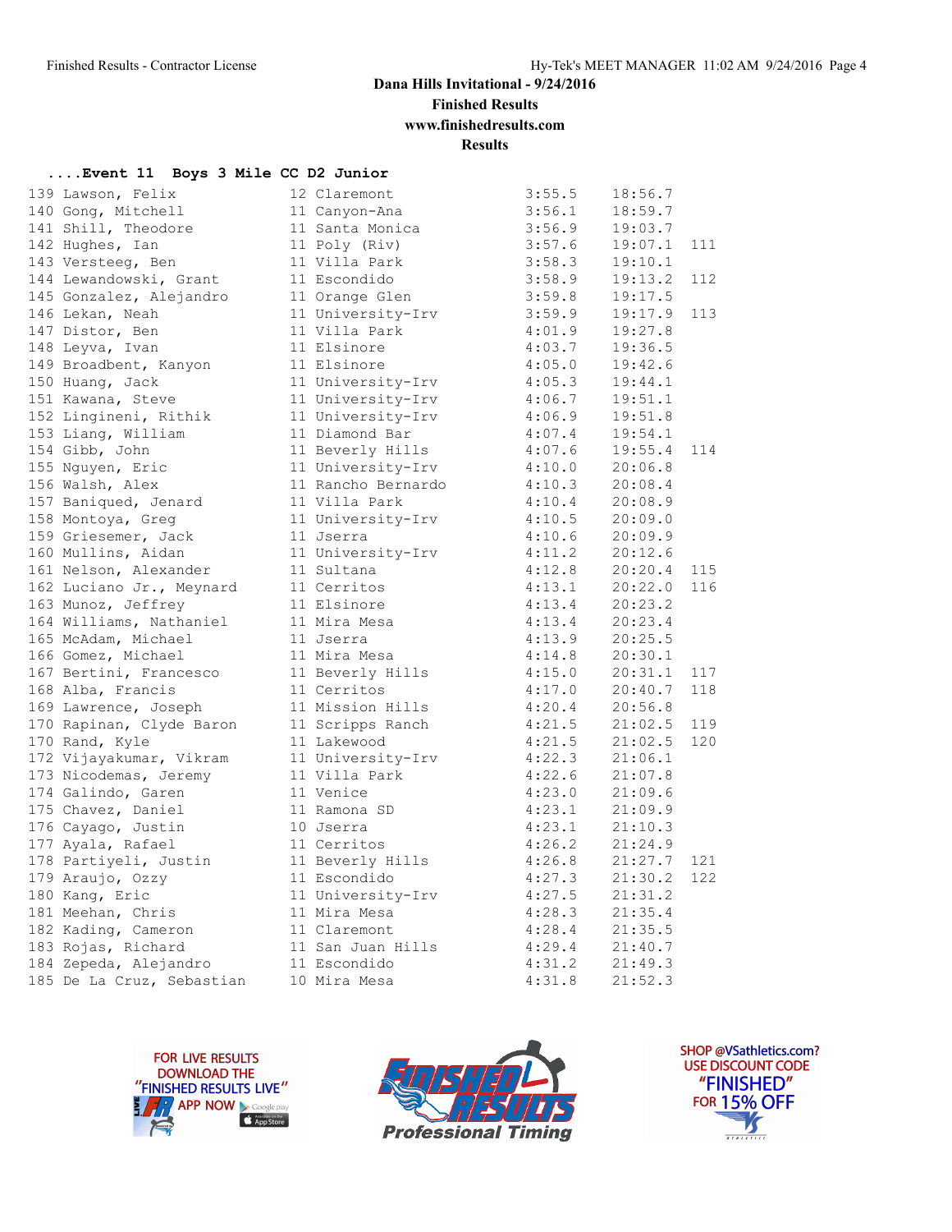## Dana Hills Invitational - 9/24/2016

**Finished Results**

**www.finishedresults.com**

**Results**

### ....Event 11 Boys 3 Mile CC D2 Junior

| Place | Name | Yr | School | Avg Mile | Time | Points |
|---|---|---|---|---|---|---|
| 139 | Lawson, Felix | 12 | Claremont | 3:55.5 | 18:56.7 | |
| 140 | Gong, Mitchell | 11 | Canyon-Ana | 3:56.1 | 18:59.7 | |
| 141 | Shill, Theodore | 11 | Santa Monica | 3:56.9 | 19:03.7 | |
| 142 | Hughes, Ian | 11 | Poly (Riv) | 3:57.6 | 19:07.1 | 111 |
| 143 | Versteeg, Ben | 11 | Villa Park | 3:58.3 | 19:10.1 | |
| 144 | Lewandowski, Grant | 11 | Escondido | 3:58.9 | 19:13.2 | 112 |
| 145 | Gonzalez, Alejandro | 11 | Orange Glen | 3:59.8 | 19:17.5 | |
| 146 | Lekan, Neah | 11 | University-Irv | 3:59.9 | 19:17.9 | 113 |
| 147 | Distor, Ben | 11 | Villa Park | 4:01.9 | 19:27.8 | |
| 148 | Leyva, Ivan | 11 | Elsinore | 4:03.7 | 19:36.5 | |
| 149 | Broadbent, Kanyon | 11 | Elsinore | 4:05.0 | 19:42.6 | |
| 150 | Huang, Jack | 11 | University-Irv | 4:05.3 | 19:44.1 | |
| 151 | Kawana, Steve | 11 | University-Irv | 4:06.7 | 19:51.1 | |
| 152 | Lingineni, Rithik | 11 | University-Irv | 4:06.9 | 19:51.8 | |
| 153 | Liang, William | 11 | Diamond Bar | 4:07.4 | 19:54.1 | |
| 154 | Gibb, John | 11 | Beverly Hills | 4:07.6 | 19:55.4 | 114 |
| 155 | Nguyen, Eric | 11 | University-Irv | 4:10.0 | 20:06.8 | |
| 156 | Walsh, Alex | 11 | Rancho Bernardo | 4:10.3 | 20:08.4 | |
| 157 | Baniqued, Jenard | 11 | Villa Park | 4:10.4 | 20:08.9 | |
| 158 | Montoya, Greg | 11 | University-Irv | 4:10.5 | 20:09.0 | |
| 159 | Griesemer, Jack | 11 | Jserra | 4:10.6 | 20:09.9 | |
| 160 | Mullins, Aidan | 11 | University-Irv | 4:11.2 | 20:12.6 | |
| 161 | Nelson, Alexander | 11 | Sultana | 4:12.8 | 20:20.4 | 115 |
| 162 | Luciano Jr., Meynard | 11 | Cerritos | 4:13.1 | 20:22.0 | 116 |
| 163 | Munoz, Jeffrey | 11 | Elsinore | 4:13.4 | 20:23.2 | |
| 164 | Williams, Nathaniel | 11 | Mira Mesa | 4:13.4 | 20:23.4 | |
| 165 | McAdam, Michael | 11 | Jserra | 4:13.9 | 20:25.5 | |
| 166 | Gomez, Michael | 11 | Mira Mesa | 4:14.8 | 20:30.1 | |
| 167 | Bertini, Francesco | 11 | Beverly Hills | 4:15.0 | 20:31.1 | 117 |
| 168 | Alba, Francis | 11 | Cerritos | 4:17.0 | 20:40.7 | 118 |
| 169 | Lawrence, Joseph | 11 | Mission Hills | 4:20.4 | 20:56.8 | |
| 170 | Rapinan, Clyde Baron | 11 | Scripps Ranch | 4:21.5 | 21:02.5 | 119 |
| 170 | Rand, Kyle | 11 | Lakewood | 4:21.5 | 21:02.5 | 120 |
| 172 | Vijayakumar, Vikram | 11 | University-Irv | 4:22.3 | 21:06.1 | |
| 173 | Nicodemas, Jeremy | 11 | Villa Park | 4:22.6 | 21:07.8 | |
| 174 | Galindo, Garen | 11 | Venice | 4:23.0 | 21:09.6 | |
| 175 | Chavez, Daniel | 11 | Ramona SD | 4:23.1 | 21:09.9 | |
| 176 | Cayago, Justin | 10 | Jserra | 4:23.1 | 21:10.3 | |
| 177 | Ayala, Rafael | 11 | Cerritos | 4:26.2 | 21:24.9 | |
| 178 | Partiyeli, Justin | 11 | Beverly Hills | 4:26.8 | 21:27.7 | 121 |
| 179 | Araujo, Ozzy | 11 | Escondido | 4:27.3 | 21:30.2 | 122 |
| 180 | Kang, Eric | 11 | University-Irv | 4:27.5 | 21:31.2 | |
| 181 | Meehan, Chris | 11 | Mira Mesa | 4:28.3 | 21:35.4 | |
| 182 | Kading, Cameron | 11 | Claremont | 4:28.4 | 21:35.5 | |
| 183 | Rojas, Richard | 11 | San Juan Hills | 4:29.4 | 21:40.7 | |
| 184 | Zepeda, Alejandro | 11 | Escondido | 4:31.2 | 21:49.3 | |
| 185 | De La Cruz, Sebastian | 10 | Mira Mesa | 4:31.8 | 21:52.3 | |

FOR LIVE RESULTS DOWNLOAD THE "FINISHED RESULTS LIVE" APP NOW

FINISHED RESULTS Professional Timing

SHOP @VSathletics.com? USE DISCOUNT CODE "FINISHED" FOR 15% OFF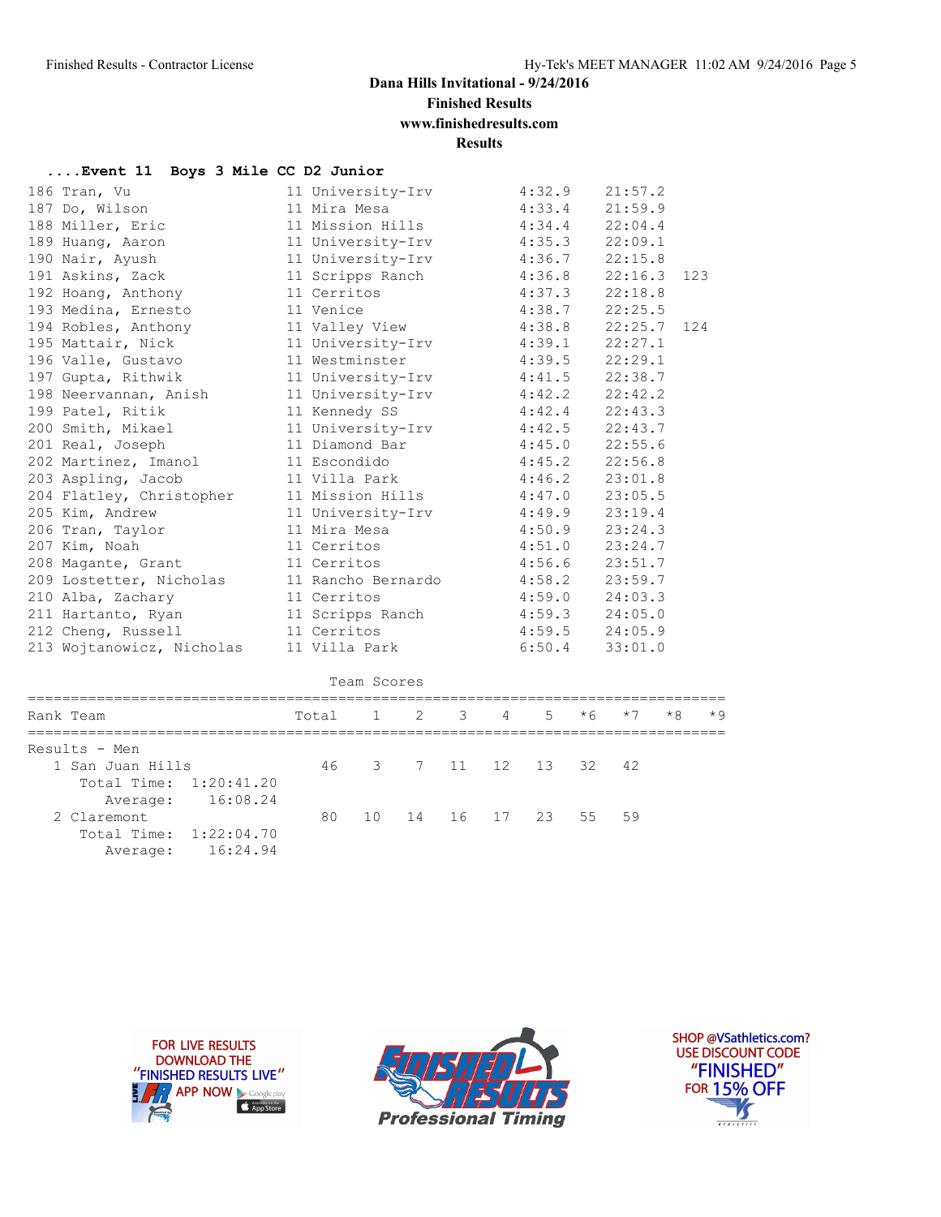**Dana Hills Invitational - 9/24/2016**

**Finished Results**

**www.finishedresults.com**

**Results**

### ....Event 11 Boys 3 Mile CC D2 Junior

| Place | Name | Yr | School | Avg Mile | Time | Points |
|---|---|---|---|---|---|---|
| 186 | Tran, Vu | 11 | University-Irv | 4:32.9 | 21:57.2 | |
| 187 | Do, Wilson | 11 | Mira Mesa | 4:33.4 | 21:59.9 | |
| 188 | Miller, Eric | 11 | Mission Hills | 4:34.4 | 22:04.4 | |
| 189 | Huang, Aaron | 11 | University-Irv | 4:35.3 | 22:09.1 | |
| 190 | Nair, Ayush | 11 | University-Irv | 4:36.7 | 22:15.8 | |
| 191 | Askins, Zack | 11 | Scripps Ranch | 4:36.8 | 22:16.3 | 123 |
| 192 | Hoang, Anthony | 11 | Cerritos | 4:37.3 | 22:18.8 | |
| 193 | Medina, Ernesto | 11 | Venice | 4:38.7 | 22:25.5 | |
| 194 | Robles, Anthony | 11 | Valley View | 4:38.8 | 22:25.7 | 124 |
| 195 | Mattair, Nick | 11 | University-Irv | 4:39.1 | 22:27.1 | |
| 196 | Valle, Gustavo | 11 | Westminster | 4:39.5 | 22:29.1 | |
| 197 | Gupta, Rithwik | 11 | University-Irv | 4:41.5 | 22:38.7 | |
| 198 | Neervannan, Anish | 11 | University-Irv | 4:42.2 | 22:42.2 | |
| 199 | Patel, Ritik | 11 | Kennedy SS | 4:42.4 | 22:43.3 | |
| 200 | Smith, Mikael | 11 | University-Irv | 4:42.5 | 22:43.7 | |
| 201 | Real, Joseph | 11 | Diamond Bar | 4:45.0 | 22:55.6 | |
| 202 | Martinez, Imanol | 11 | Escondido | 4:45.2 | 22:56.8 | |
| 203 | Aspling, Jacob | 11 | Villa Park | 4:46.2 | 23:01.8 | |
| 204 | Flatley, Christopher | 11 | Mission Hills | 4:47.0 | 23:05.5 | |
| 205 | Kim, Andrew | 11 | University-Irv | 4:49.9 | 23:19.4 | |
| 206 | Tran, Taylor | 11 | Mira Mesa | 4:50.9 | 23:24.3 | |
| 207 | Kim, Noah | 11 | Cerritos | 4:51.0 | 23:24.7 | |
| 208 | Magante, Grant | 11 | Cerritos | 4:56.6 | 23:51.7 | |
| 209 | Lostetter, Nicholas | 11 | Rancho Bernardo | 4:58.2 | 23:59.7 | |
| 210 | Alba, Zachary | 11 | Cerritos | 4:59.0 | 24:03.3 | |
| 211 | Hartanto, Ryan | 11 | Scripps Ranch | 4:59.3 | 24:05.0 | |
| 212 | Cheng, Russell | 11 | Cerritos | 4:59.5 | 24:05.9 | |
| 213 | Wojtanowicz, Nicholas | 11 | Villa Park | 6:50.4 | 33:01.0 | |

**Team Scores**

| Rank | Team | Total | 1 | 2 | 3 | 4 | 5 | *6 | *7 | *8 | *9 |
|---|---|---|---|---|---|---|---|---|---|---|---|
| Results - Men | | | | | | | | | | | |
| 1 | San Juan Hills | 46 | 3 | 7 | 11 | 12 | 13 | 32 | 42 | | |
| | Total Time: 1:20:41.20 | | | | | | | | | | |
| | Average: 16:08.24 | | | | | | | | | | |
| 2 | Claremont | 80 | 10 | 14 | 16 | 17 | 23 | 55 | 59 | | |
| | Total Time: 1:22:04.70 | | | | | | | | | | |
| | Average: 16:24.94 | | | | | | | | | | |

FOR LIVE RESULTS DOWNLOAD THE "FINISHED RESULTS LIVE" APP NOW

Finished Results Professional Timing

SHOP @VSathletics.com? USE DISCOUNT CODE "FINISHED" FOR 15% OFF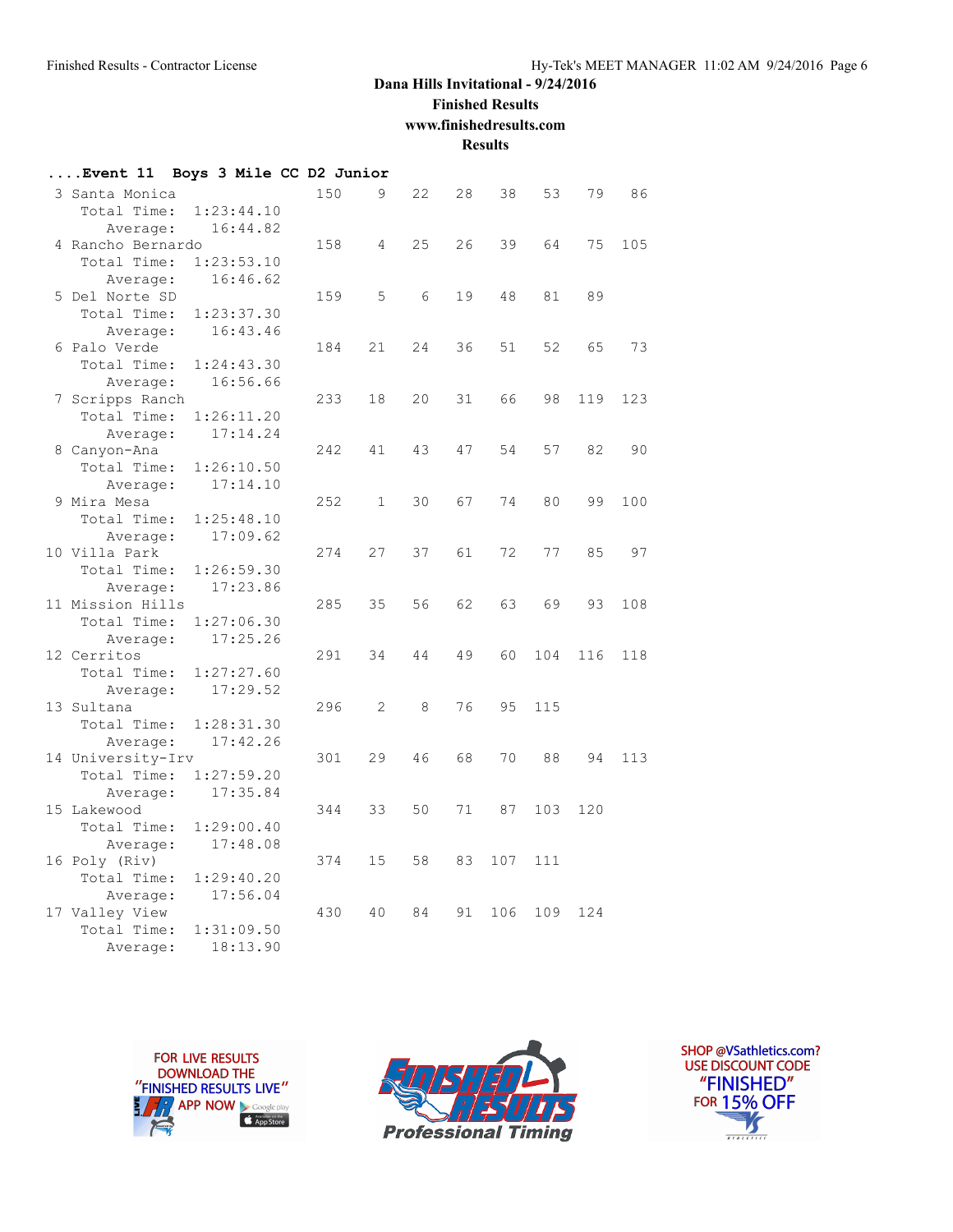## Dana Hills Invitational - 9/24/2016

**Finished Results**

**www.finishedresults.com**

**Results**

```
....Event 11  Boys 3 Mile CC D2 Junior
  3 Santa Monica             150    9   22   28   38   53   79   86
      Total Time:  1:23:44.10
         Average:    16:44.82
  4 Rancho Bernardo          158    4   25   26   39   64   75  105
      Total Time:  1:23:53.10
         Average:    16:46.62
  5 Del Norte SD             159    5    6   19   48   81   89
      Total Time:  1:23:37.30
         Average:    16:43.46
  6 Palo Verde               184   21   24   36   51   52   65   73
      Total Time:  1:24:43.30
         Average:    16:56.66
  7 Scripps Ranch            233   18   20   31   66   98  119  123
      Total Time:  1:26:11.20
         Average:    17:14.24
  8 Canyon-Ana               242   41   43   47   54   57   82   90
      Total Time:  1:26:10.50
         Average:    17:14.10
  9 Mira Mesa                252    1   30   67   74   80   99  100
      Total Time:  1:25:48.10
         Average:    17:09.62
 10 Villa Park               274   27   37   61   72   77   85   97
      Total Time:  1:26:59.30
         Average:    17:23.86
 11 Mission Hills            285   35   56   62   63   69   93  108
      Total Time:  1:27:06.30
         Average:    17:25.26
 12 Cerritos                 291   34   44   49   60  104  116  118
      Total Time:  1:27:27.60
         Average:    17:29.52
 13 Sultana                  296    2    8   76   95  115
      Total Time:  1:28:31.30
         Average:    17:42.26
 14 University-Irv           301   29   46   68   70   88   94  113
      Total Time:  1:27:59.20
         Average:    17:35.84
 15 Lakewood                 344   33   50   71   87  103  120
      Total Time:  1:29:00.40
         Average:    17:48.08
 16 Poly (Riv)               374   15   58   83  107  111
      Total Time:  1:29:40.20
         Average:    17:56.04
 17 Valley View              430   40   84   91  106  109  124
      Total Time:  1:31:09.50
         Average:    18:13.90
```

FOR LIVE RESULTS DOWNLOAD THE "FINISHED RESULTS LIVE" APP NOW

FINISHED RESULTS Professional Timing

SHOP @VSathletics.com? USE DISCOUNT CODE "FINISHED" FOR 15% OFF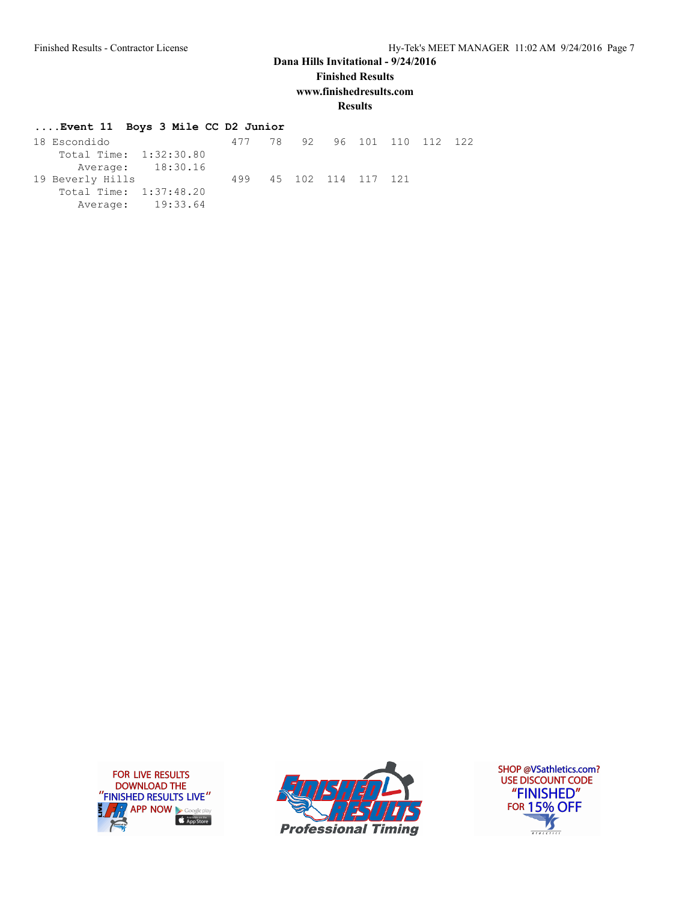Dana Hills Invitational - 9/24/2016

Finished Results

www.finishedresults.com

Results

**....Event 11 Boys 3 Mile CC D2 Junior**

```
18 Escondido                  477   78   92   96  101  110  112  122
    Total Time:  1:32:30.80
       Average:    18:30.16
19 Beverly Hills              499   45  102  114  117  121
    Total Time:  1:37:48.20
       Average:    19:33.64
```

FOR LIVE RESULTS DOWNLOAD THE "FINISHED RESULTS LIVE" APP NOW

Finished Results Professional Timing

SHOP @VSathletics.com? USE DISCOUNT CODE "FINISHED" FOR 15% OFF